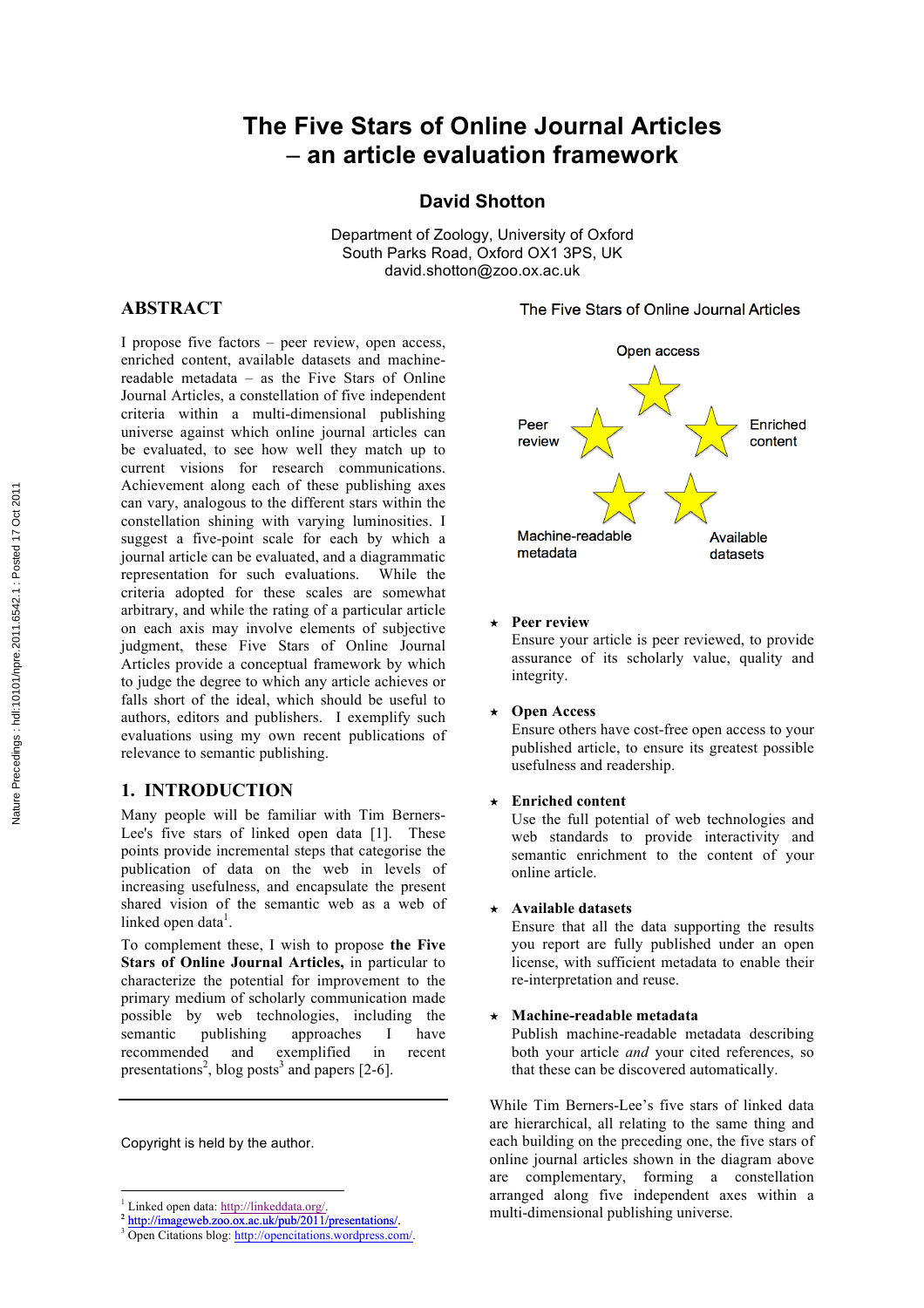# The Five Stars of Online Journal Articles – an article evaluation framework

**David Shotton**

Department of Zoology, University of Oxford
South Parks Road, Oxford OX1 3PS, UK
david.shotton@zoo.ox.ac.uk

## ABSTRACT

I propose five factors – peer review, open access, enriched content, available datasets and machine-readable metadata – as the Five Stars of Online Journal Articles, a constellation of five independent criteria within a multi-dimensional publishing universe against which online journal articles can be evaluated, to see how well they match up to current visions for research communications. Achievement along each of these publishing axes can vary, analogous to the different stars within the constellation shining with varying luminosities. I suggest a five-point scale for each by which a journal article can be evaluated, and a diagrammatic representation for such evaluations. While the criteria adopted for these scales are somewhat arbitrary, and while the rating of a particular article on each axis may involve elements of subjective judgment, these Five Stars of Online Journal Articles provide a conceptual framework by which to judge the degree to which any article achieves or falls short of the ideal, which should be useful to authors, editors and publishers. I exemplify such evaluations using my own recent publications of relevance to semantic publishing.

## 1. INTRODUCTION

Many people will be familiar with Tim Berners-Lee's five stars of linked open data [1]. These points provide incremental steps that categorise the publication of data on the web in levels of increasing usefulness, and encapsulate the present shared vision of the semantic web as a web of linked open data[1].

To complement these, I wish to propose **the Five Stars of Online Journal Articles,** in particular to characterize the potential for improvement to the primary medium of scholarly communication made possible by web technologies, including the semantic publishing approaches I have recommended and exemplified in recent presentations[2], blog posts[3] and papers [2-6].

Copyright is held by the author.

The Five Stars of Online Journal Articles

Open access

Peer review

Enriched content

Machine-readable metadata

Available datasets

★ **Peer review**
Ensure your article is peer reviewed, to provide assurance of its scholarly value, quality and integrity.

★ **Open Access**
Ensure others have cost-free open access to your published article, to ensure its greatest possible usefulness and readership.

★ **Enriched content**
Use the full potential of web technologies and web standards to provide interactivity and semantic enrichment to the content of your online article.

★ **Available datasets**
Ensure that all the data supporting the results you report are fully published under an open license, with sufficient metadata to enable their re-interpretation and reuse.

★ **Machine-readable metadata**
Publish machine-readable metadata describing both your article *and* your cited references, so that these can be discovered automatically.

While Tim Berners-Lee's five stars of linked data are hierarchical, all relating to the same thing and each building on the preceding one, the five stars of online journal articles shown in the diagram above are complementary, forming a constellation arranged along five independent axes within a multi-dimensional publishing universe.

[1] Linked open data: http://linkeddata.org/.
[2] http://imageweb.zoo.ox.ac.uk/pub/2011/presentations/.
[3] Open Citations blog: http://opencitations.wordpress.com/.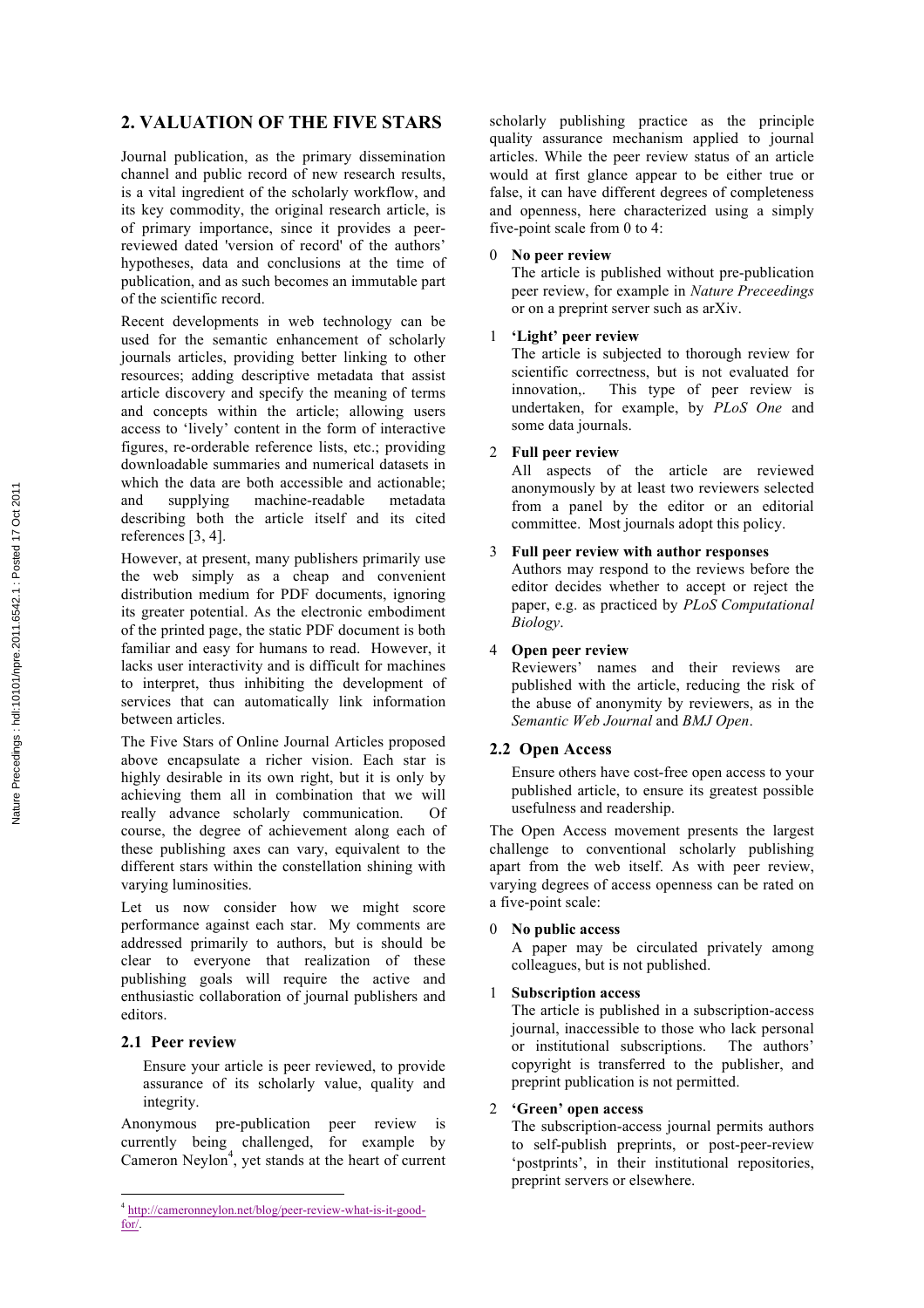## 2. VALUATION OF THE FIVE STARS

Journal publication, as the primary dissemination channel and public record of new research results, is a vital ingredient of the scholarly workflow, and its key commodity, the original research article, is of primary importance, since it provides a peer-reviewed dated 'version of record' of the authors' hypotheses, data and conclusions at the time of publication, and as such becomes an immutable part of the scientific record.

Recent developments in web technology can be used for the semantic enhancement of scholarly journals articles, providing better linking to other resources; adding descriptive metadata that assist article discovery and specify the meaning of terms and concepts within the article; allowing users access to 'lively' content in the form of interactive figures, re-orderable reference lists, etc.; providing downloadable summaries and numerical datasets in which the data are both accessible and actionable; and supplying machine-readable metadata describing both the article itself and its cited references [3, 4].

However, at present, many publishers primarily use the web simply as a cheap and convenient distribution medium for PDF documents, ignoring its greater potential. As the electronic embodiment of the printed page, the static PDF document is both familiar and easy for humans to read. However, it lacks user interactivity and is difficult for machines to interpret, thus inhibiting the development of services that can automatically link information between articles.

The Five Stars of Online Journal Articles proposed above encapsulate a richer vision. Each star is highly desirable in its own right, but it is only by achieving them all in combination that we will really advance scholarly communication. Of course, the degree of achievement along each of these publishing axes can vary, equivalent to the different stars within the constellation shining with varying luminosities.

Let us now consider how we might score performance against each star. My comments are addressed primarily to authors, but is should be clear to everyone that realization of these publishing goals will require the active and enthusiastic collaboration of journal publishers and editors.

### 2.1 Peer review

> Ensure your article is peer reviewed, to provide assurance of its scholarly value, quality and integrity.

Anonymous pre-publication peer review is currently being challenged, for example by Cameron Neylon[4], yet stands at the heart of current scholarly publishing practice as the principle quality assurance mechanism applied to journal articles. While the peer review status of an article would at first glance appear to be either true or false, it can have different degrees of completeness and openness, here characterized using a simply five-point scale from 0 to 4:

0 **No peer review**
The article is published without pre-publication peer review, for example in *Nature Preceedings* or on a preprint server such as arXiv.

1 **'Light' peer review**
The article is subjected to thorough review for scientific correctness, but is not evaluated for innovation,. This type of peer review is undertaken, for example, by *PLoS One* and some data journals.

2 **Full peer review**
All aspects of the article are reviewed anonymously by at least two reviewers selected from a panel by the editor or an editorial committee. Most journals adopt this policy.

3 **Full peer review with author responses**
Authors may respond to the reviews before the editor decides whether to accept or reject the paper, e.g. as practiced by *PLoS Computational Biology*.

4 **Open peer review**
Reviewers' names and their reviews are published with the article, reducing the risk of the abuse of anonymity by reviewers, as in the *Semantic Web Journal* and *BMJ Open*.

### 2.2 Open Access

> Ensure others have cost-free open access to your published article, to ensure its greatest possible usefulness and readership.

The Open Access movement presents the largest challenge to conventional scholarly publishing apart from the web itself. As with peer review, varying degrees of access openness can be rated on a five-point scale:

0 **No public access**
A paper may be circulated privately among colleagues, but is not published.

1 **Subscription access**
The article is published in a subscription-access journal, inaccessible to those who lack personal or institutional subscriptions. The authors' copyright is transferred to the publisher, and preprint publication is not permitted.

2 **'Green' open access**
The subscription-access journal permits authors to self-publish preprints, or post-peer-review 'postprints', in their institutional repositories, preprint servers or elsewhere.

---

[4] http://cameronneylon.net/blog/peer-review-what-is-it-good-for/.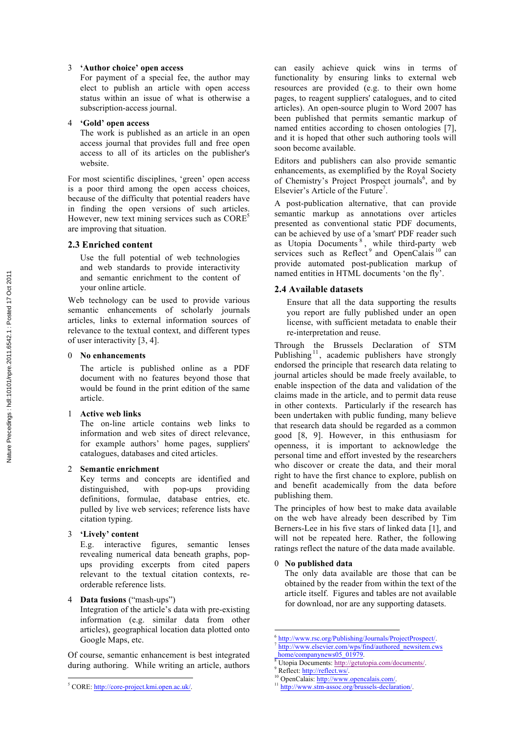3 **'Author choice' open access**
For payment of a special fee, the author may elect to publish an article with open access status within an issue of what is otherwise a subscription-access journal.

4 **'Gold' open access**
The work is published as an article in an open access journal that provides full and free open access to all of its articles on the publisher's website.

For most scientific disciplines, 'green' open access is a poor third among the open access choices, because of the difficulty that potential readers have in finding the open versions of such articles. However, new text mining services such as CORE[5] are improving that situation.

### 2.3 Enriched content

> Use the full potential of web technologies and web standards to provide interactivity and semantic enrichment to the content of your online article.

Web technology can be used to provide various semantic enhancements of scholarly journals articles, links to external information sources of relevance to the textual context, and different types of user interactivity [3, 4].

0 **No enhancements**
The article is published online as a PDF document with no features beyond those that would be found in the print edition of the same article.

1 **Active web links**
The on-line article contains web links to information and web sites of direct relevance, for example authors' home pages, suppliers' catalogues, databases and cited articles.

2 **Semantic enrichment**
Key terms and concepts are identified and distinguished, with pop-ups providing definitions, formulae, database entries, etc. pulled by live web services; reference lists have citation typing.

3 **'Lively' content**
E.g. interactive figures, semantic lenses revealing numerical data beneath graphs, pop-ups providing excerpts from cited papers relevant to the textual citation contexts, re-orderable reference lists.

4 **Data fusions** ("mash-ups")
Integration of the article's data with pre-existing information (e.g. similar data from other articles), geographical location data plotted onto Google Maps, etc.

Of course, semantic enhancement is best integrated during authoring. While writing an article, authors can easily achieve quick wins in terms of functionality by ensuring links to external web resources are provided (e.g. to their own home pages, to reagent suppliers' catalogues, and to cited articles). An open-source plugin to Word 2007 has been published that permits semantic markup of named entities according to chosen ontologies [7], and it is hoped that other such authoring tools will soon become available.

Editors and publishers can also provide semantic enhancements, as exemplified by the Royal Society of Chemistry's Project Prospect journals[6], and by Elsevier's Article of the Future[7].

A post-publication alternative, that can provide semantic markup as annotations over articles presented as conventional static PDF documents, can be achieved by use of a 'smart' PDF reader such as Utopia Documents[8], while third-party web services such as Reflect[9] and OpenCalais[10] can provide automated post-publication markup of named entities in HTML documents 'on the fly'.

### 2.4 Available datasets

> Ensure that all the data supporting the results you report are fully published under an open license, with sufficient metadata to enable their re-interpretation and reuse.

Through the Brussels Declaration of STM Publishing[11], academic publishers have strongly endorsed the principle that research data relating to journal articles should be made freely available, to enable inspection of the data and validation of the claims made in the article, and to permit data reuse in other contexts. Particularly if the research has been undertaken with public funding, many believe that research data should be regarded as a common good [8, 9]. However, in this enthusiasm for openness, it is important to acknowledge the personal time and effort invested by the researchers who discover or create the data, and their moral right to have the first chance to explore, publish on and benefit academically from the data before publishing them.

The principles of how best to make data available on the web have already been described by Tim Berners-Lee in his five stars of linked data [1], and will not be repeated here. Rather, the following ratings reflect the nature of the data made available.

0 **No published data**
The only data available are those that can be obtained by the reader from within the text of the article itself. Figures and tables are not available for download, nor are any supporting datasets.

---

[5] CORE: http://core-project.kmi.open.ac.uk/.

[6] http://www.rsc.org/Publishing/Journals/ProjectProspect/.

[7] http://www.elsevier.com/wps/find/authored_newsitem.cws_home/companynews05_01979.

[8] Utopia Documents: http://getutopia.com/documents/.

[9] Reflect: http://reflect.ws/.

[10] OpenCalais: http://www.opencalais.com/.

[11] http://www.stm-assoc.org/brussels-declaration/.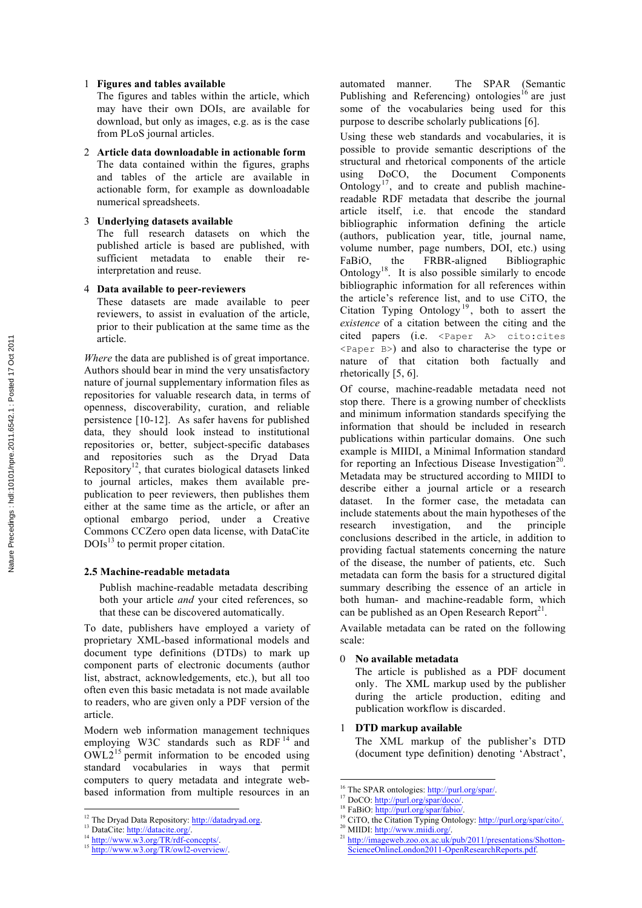1 **Figures and tables available**
The figures and tables within the article, which may have their own DOIs, are available for download, but only as images, e.g. as is the case from PLoS journal articles.

2 **Article data downloadable in actionable form**
The data contained within the figures, graphs and tables of the article are available in actionable form, for example as downloadable numerical spreadsheets.

3 **Underlying datasets available**
The full research datasets on which the published article is based are published, with sufficient metadata to enable their re-interpretation and reuse.

4 **Data available to peer-reviewers**
These datasets are made available to peer reviewers, to assist in evaluation of the article, prior to their publication at the same time as the article.

*Where* the data are published is of great importance. Authors should bear in mind the very unsatisfactory nature of journal supplementary information files as repositories for valuable research data, in terms of openness, discoverability, curation, and reliable persistence [10-12]. As safer havens for published data, they should look instead to institutional repositories or, better, subject-specific databases and repositories such as the Dryad Data Repository[12], that curates biological datasets linked to journal articles, makes them available pre-publication to peer reviewers, then publishes them either at the same time as the article, or after an optional embargo period, under a Creative Commons CCZero open data license, with DataCite DOIs[13] to permit proper citation.

### 2.5 Machine-readable metadata

> Publish machine-readable metadata describing both your article *and* your cited references, so that these can be discovered automatically.

To date, publishers have employed a variety of proprietary XML-based informational models and document type definitions (DTDs) to mark up component parts of electronic documents (author list, abstract, acknowledgements, etc.), but all too often even this basic metadata is not made available to readers, who are given only a PDF version of the article.

Modern web information management techniques employing W3C standards such as RDF[14] and OWL2[15] permit information to be encoded using standard vocabularies in ways that permit computers to query metadata and integrate web-based information from multiple resources in an automated manner. The SPAR (Semantic Publishing and Referencing) ontologies[16] are just some of the vocabularies being used for this purpose to describe scholarly publications [6].

Using these web standards and vocabularies, it is possible to provide semantic descriptions of the structural and rhetorical components of the article using DoCO, the Document Components Ontology[17], and to create and publish machine-readable RDF metadata that describe the journal article itself, i.e. that encode the standard bibliographic information defining the article (authors, publication year, title, journal name, volume number, page numbers, DOI, etc.) using FaBiO, the FRBR-aligned Bibliographic Ontology[18]. It is also possible similarly to encode bibliographic information for all references within the article's reference list, and to use CiTO, the Citation Typing Ontology[19], both to assert the *existence* of a citation between the citing and the cited papers (i.e. `<Paper A> cito:cites <Paper B>`) and also to characterise the type or nature of that citation both factually and rhetorically [5, 6].

Of course, machine-readable metadata need not stop there. There is a growing number of checklists and minimum information standards specifying the information that should be included in research publications within particular domains. One such example is MIIDI, a Minimal Information standard for reporting an Infectious Disease Investigation[20]. Metadata may be structured according to MIIDI to describe either a journal article or a research dataset. In the former case, the metadata can include statements about the main hypotheses of the research investigation, and the principle conclusions described in the article, in addition to providing factual statements concerning the nature of the disease, the number of patients, etc. Such metadata can form the basis for a structured digital summary describing the essence of an article in both human- and machine-readable form, which can be published as an Open Research Report[21].

Available metadata can be rated on the following scale:

0 **No available metadata**
The article is published as a PDF document only. The XML markup used by the publisher during the article production, editing and publication workflow is discarded.

1 **DTD markup available**
The XML markup of the publisher's DTD (document type definition) denoting 'Abstract',

---

[12] The Dryad Data Repository: http://datadryad.org.
[13] DataCite: http://datacite.org/.
[14] http://www.w3.org/TR/rdf-concepts/.
[15] http://www.w3.org/TR/owl2-overview/.
[16] The SPAR ontologies: http://purl.org/spar/.
[17] DoCO: http://purl.org/spar/doco/.
[18] FaBiO: http://purl.org/spar/fabio/.
[19] CiTO, the Citation Typing Ontology: http://purl.org/spar/cito/.
[20] MIIDI: http://www.miidi.org/.
[21] http://imageweb.zoo.ox.ac.uk/pub/2011/presentations/Shotton-ScienceOnlineLondon2011-OpenResearchReports.pdf.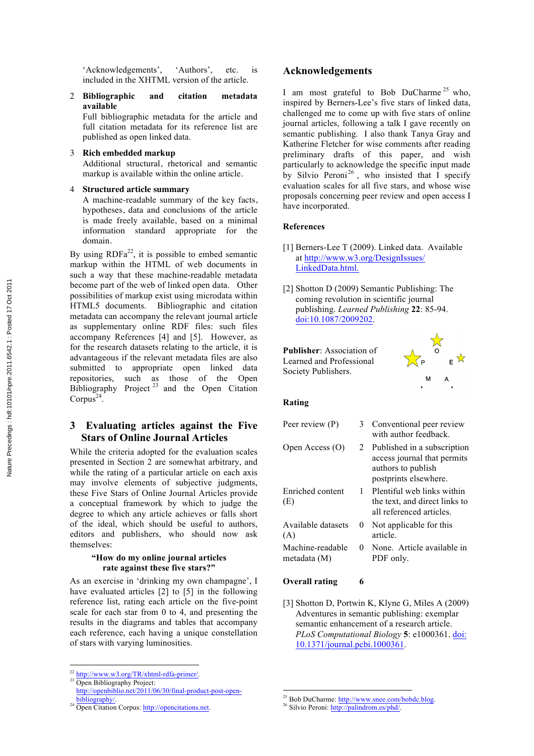'Acknowledgements', 'Authors', etc. is included in the XHTML version of the article.

2 **Bibliographic and citation metadata available**
   Full bibliographic metadata for the article and full citation metadata for its reference list are published as open linked data.

3 **Rich embedded markup**
   Additional structural, rhetorical and semantic markup is available within the online article.

4 **Structured article summary**
   A machine-readable summary of the key facts, hypotheses, data and conclusions of the article is made freely available, based on a minimal information standard appropriate for the domain.

By using RDFa[22], it is possible to embed semantic markup within the HTML of web documents in such a way that these machine-readable metadata become part of the web of linked open data. Other possibilities of markup exist using microdata within HTML5 documents. Bibliographic and citation metadata can accompany the relevant journal article as supplementary online RDF files: such files accompany References [4] and [5]. However, as for the research datasets relating to the article, it is advantageous if the relevant metadata files are also submitted to appropriate open linked data repositories, such as those of the Open Bibliography Project [23] and the Open Citation Corpus[24].

## 3 Evaluating articles against the Five Stars of Online Journal Articles

While the criteria adopted for the evaluation scales presented in Section 2 are somewhat arbitrary, and while the rating of a particular article on each axis may involve elements of subjective judgments, these Five Stars of Online Journal Articles provide a conceptual framework by which to judge the degree to which any article achieves or falls short of the ideal, which should be useful to authors, editors and publishers, who should now ask themselves:

**"How do my online journal articles rate against these five stars?"**

As an exercise in 'drinking my own champagne', I have evaluated articles [2] to [5] in the following reference list, rating each article on the five-point scale for each star from 0 to 4, and presenting the results in the diagrams and tables that accompany each reference, each having a unique constellation of stars with varying luminosities.

[22] http://www.w3.org/TR/xhtml-rdfa-primer/.
[23] Open Bibliography Project: http://openbiblio.net/2011/06/30/final-product-post-open-bibliography/.
[24] Open Citation Corpus: http://opencitations.net.

## Acknowledgements

I am most grateful to Bob DuCharme [25] who, inspired by Berners-Lee's five stars of linked data, challenged me to come up with five stars of online journal articles, following a talk I gave recently on semantic publishing. I also thank Tanya Gray and Katherine Fletcher for wise comments after reading preliminary drafts of this paper, and wish particularly to acknowledge the specific input made by Silvio Peroni [26], who insisted that I specify evaluation scales for all five stars, and whose wise proposals concerning peer review and open access I have incorporated.

### References

[1] Berners-Lee T (2009). Linked data. Available at http://www.w3.org/DesignIssues/LinkedData.html.

[2] Shotton D (2009) Semantic Publishing: The coming revolution in scientific journal publishing. *Learned Publishing* **22**: 85-94. doi:10.1087/2009202.

**Publisher**: Association of Learned and Professional Society Publishers.

**Rating**

| | | |
|---|---|---|
| Peer review (P) | 3 | Conventional peer review with author feedback. |
| Open Access (O) | 2 | Published in a subscription access journal that permits authors to publish postprints elsewhere. |
| Enriched content (E) | 1 | Plentiful web links within the text, and direct links to all referenced articles. |
| Available datasets (A) | 0 | Not applicable for this article. |
| Machine-readable metadata (M) | 0 | None. Article available in PDF only. |

**Overall rating** **6**

[3] Shotton D, Portwin K, Klyne G, Miles A (2009) Adventures in semantic publishing: exemplar semantic enhancement of a research article. *PLoS Computational Biology* **5**: e1000361. doi: 10.1371/journal.pcbi.1000361.

[25] Bob DuCharme: http://www.snee.com/bobdc.blog.
[26] Silvio Peroni: http://palindrom.es/phd/.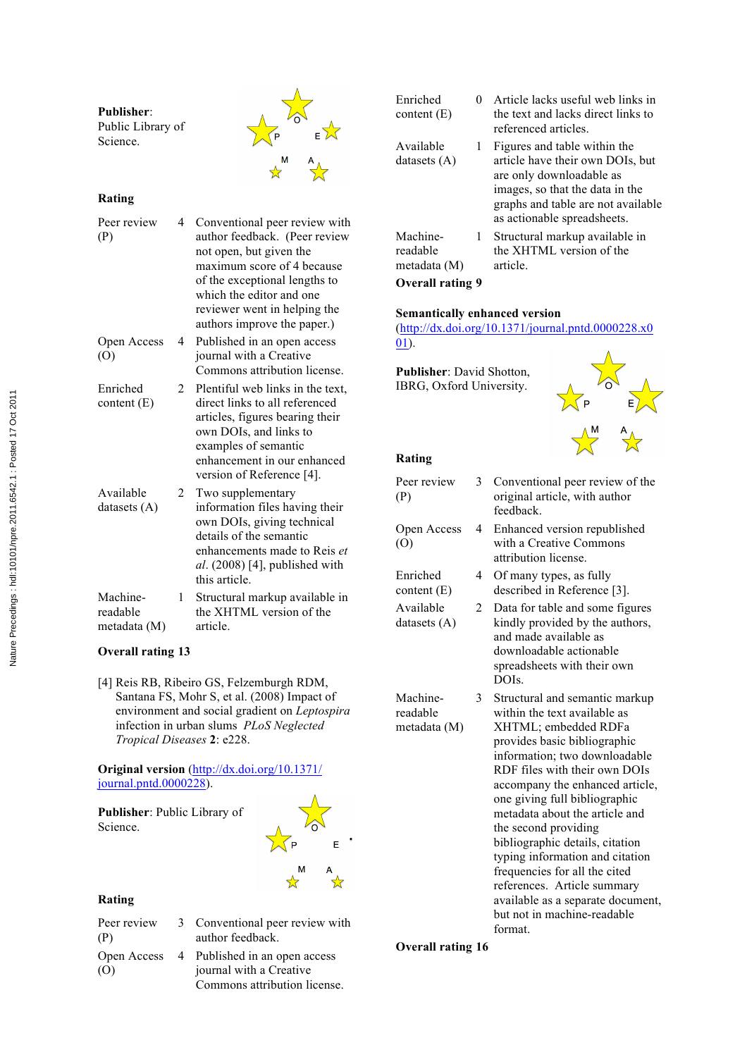**Publisher**: Public Library of Science.

**Rating**

| | | |
|---|---|---|
| Peer review (P) | 4 | Conventional peer review with author feedback. (Peer review not open, but given the maximum score of 4 because of the exceptional lengths to which the editor and one reviewer went in helping the authors improve the paper.) |
| Open Access (O) | 4 | Published in an open access journal with a Creative Commons attribution license. |
| Enriched content (E) | 2 | Plentiful web links in the text, direct links to all referenced articles, figures bearing their own DOIs, and links to examples of semantic enhancement in our enhanced version of Reference [4]. |
| Available datasets (A) | 2 | Two supplementary information files having their own DOIs, giving technical details of the semantic enhancements made to Reis *et al*. (2008) [4], published with this article. |
| Machine-readable metadata (M) | 1 | Structural markup available in the XHTML version of the article. |

**Overall rating 13**

[4] Reis RB, Ribeiro GS, Felzemburgh RDM, Santana FS, Mohr S, et al. (2008) Impact of environment and social gradient on *Leptospira* infection in urban slums *PLoS Neglected Tropical Diseases* **2**: e228.

**Original version** (http://dx.doi.org/10.1371/journal.pntd.0000228).

**Publisher**: Public Library of Science.

**Rating**

| | | |
|---|---|---|
| Peer review (P) | 3 | Conventional peer review with author feedback. |
| Open Access (O) | 4 | Published in an open access journal with a Creative Commons attribution license. |
| Enriched content (E) | 0 | Article lacks useful web links in the text and lacks direct links to referenced articles. |
| Available datasets (A) | 1 | Figures and table within the article have their own DOIs, but are only downloadable as images, so that the data in the graphs and table are not available as actionable spreadsheets. |
| Machine-readable metadata (M) | 1 | Structural markup available in the XHTML version of the article. |

**Overall rating 9**

**Semantically enhanced version** (http://dx.doi.org/10.1371/journal.pntd.0000228.x001).

**Publisher**: David Shotton, IBRG, Oxford University.

**Rating**

| | | |
|---|---|---|
| Peer review (P) | 3 | Conventional peer review of the original article, with author feedback. |
| Open Access (O) | 4 | Enhanced version republished with a Creative Commons attribution license. |
| Enriched content (E) | 4 | Of many types, as fully described in Reference [3]. |
| Available datasets (A) | 2 | Data for table and some figures kindly provided by the authors, and made available as downloadable actionable spreadsheets with their own DOIs. |
| Machine-readable metadata (M) | 3 | Structural and semantic markup within the text available as XHTML; embedded RDFa provides basic bibliographic information; two downloadable RDF files with their own DOIs accompany the enhanced article, one giving full bibliographic metadata about the article and the second providing bibliographic details, citation typing information and citation frequencies for all the cited references. Article summary available as a separate document, but not in machine-readable format. |

**Overall rating 16**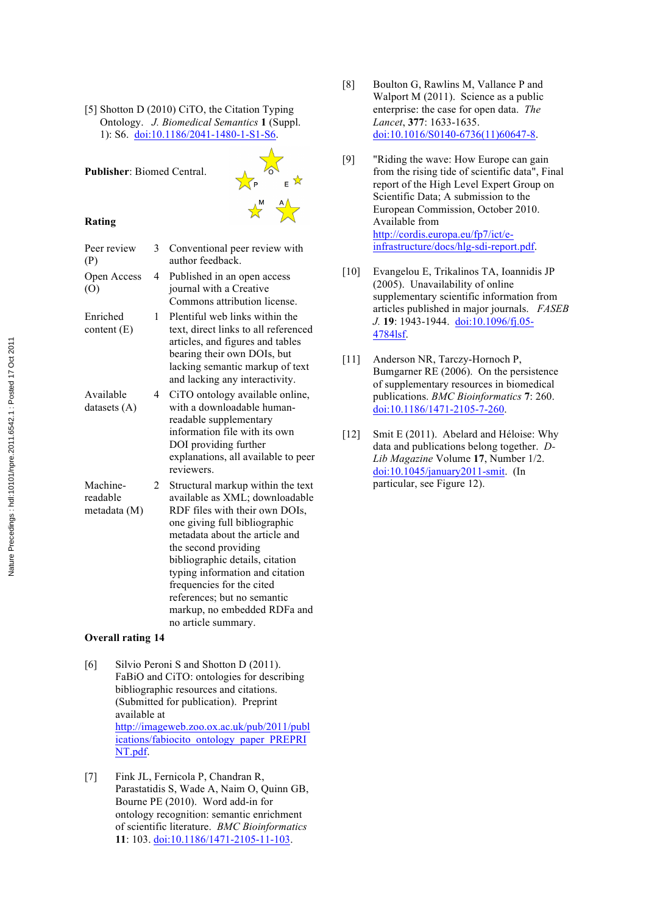[5] Shotton D (2010) CiTO, the Citation Typing Ontology. *J. Biomedical Semantics* **1** (Suppl. 1): S6. doi:10.1186/2041-1480-1-S1-S6.

**Publisher**: Biomed Central.

**Rating**

| | | |
|---|---|---|
| Peer review (P) | 3 | Conventional peer review with author feedback. |
| Open Access (O) | 4 | Published in an open access journal with a Creative Commons attribution license. |
| Enriched content (E) | 1 | Plentiful web links within the text, direct links to all referenced articles, and figures and tables bearing their own DOIs, but lacking semantic markup of text and lacking any interactivity. |
| Available datasets (A) | 4 | CiTO ontology available online, with a downloadable human-readable supplementary information file with its own DOI providing further explanations, all available to peer reviewers. |
| Machine-readable metadata (M) | 2 | Structural markup within the text available as XML; downloadable RDF files with their own DOIs, one giving full bibliographic metadata about the article and the second providing bibliographic details, citation typing information and citation frequencies for the cited references; but no semantic markup, no embedded RDFa and no article summary. |

**Overall rating 14**

[6] Silvio Peroni S and Shotton D (2011). FaBiO and CiTO: ontologies for describing bibliographic resources and citations. (Submitted for publication). Preprint available at http://imageweb.zoo.ox.ac.uk/pub/2011/publications/fabiocito_ontology_paper_PREPRINT.pdf.

[7] Fink JL, Fernicola P, Chandran R, Parastatidis S, Wade A, Naim O, Quinn GB, Bourne PE (2010). Word add-in for ontology recognition: semantic enrichment of scientific literature. *BMC Bioinformatics* **11**: 103. doi:10.1186/1471-2105-11-103.

[8] Boulton G, Rawlins M, Vallance P and Walport M (2011). Science as a public enterprise: the case for open data. *The Lancet*, **377**: 1633-1635. doi:10.1016/S0140-6736(11)60647-8.

[9] "Riding the wave: How Europe can gain from the rising tide of scientific data", Final report of the High Level Expert Group on Scientific Data; A submission to the European Commission, October 2010. Available from http://cordis.europa.eu/fp7/ict/e-infrastructure/docs/hlg-sdi-report.pdf.

[10] Evangelou E, Trikalinos TA, Ioannidis JP (2005). Unavailability of online supplementary scientific information from articles published in major journals. *FASEB J.* **19**: 1943-1944. doi:10.1096/fj.05-4784lsf.

[11] Anderson NR, Tarczy-Hornoch P, Bumgarner RE (2006). On the persistence of supplementary resources in biomedical publications. *BMC Bioinformatics* **7**: 260. doi:10.1186/1471-2105-7-260.

[12] Smit E (2011). Abelard and Héloise: Why data and publications belong together. *D-Lib Magazine* Volume **17**, Number 1/2. doi:10.1045/january2011-smit. (In particular, see Figure 12).